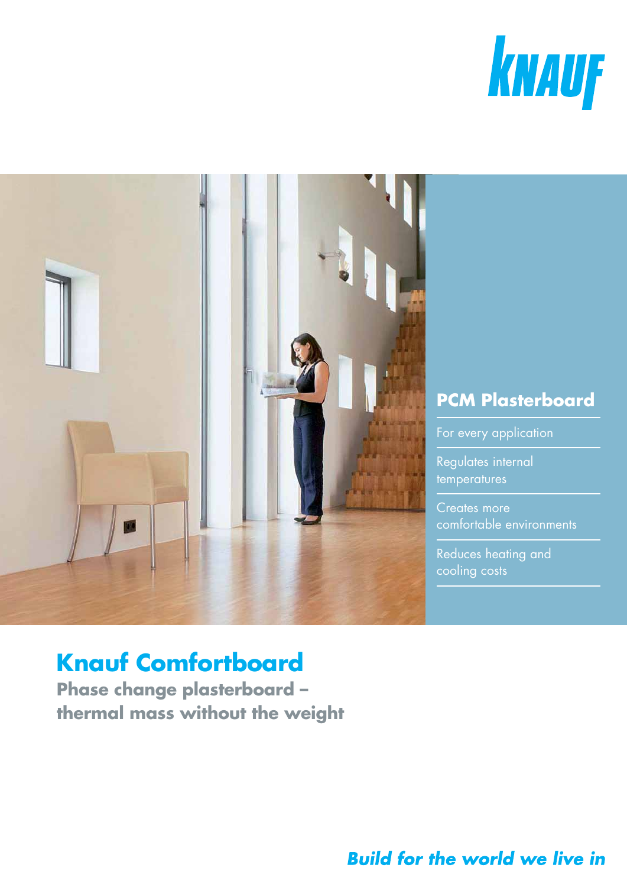KNAUF

## PCM Plasterboard

- For every application
- Regulates internal temperatures
- Creates more comfortable environments
- Reduces heating and cooling costs

# Knauf Comfortboard

**Phase change plasterboard – thermal mass without the weight**

***Build for the world we live in***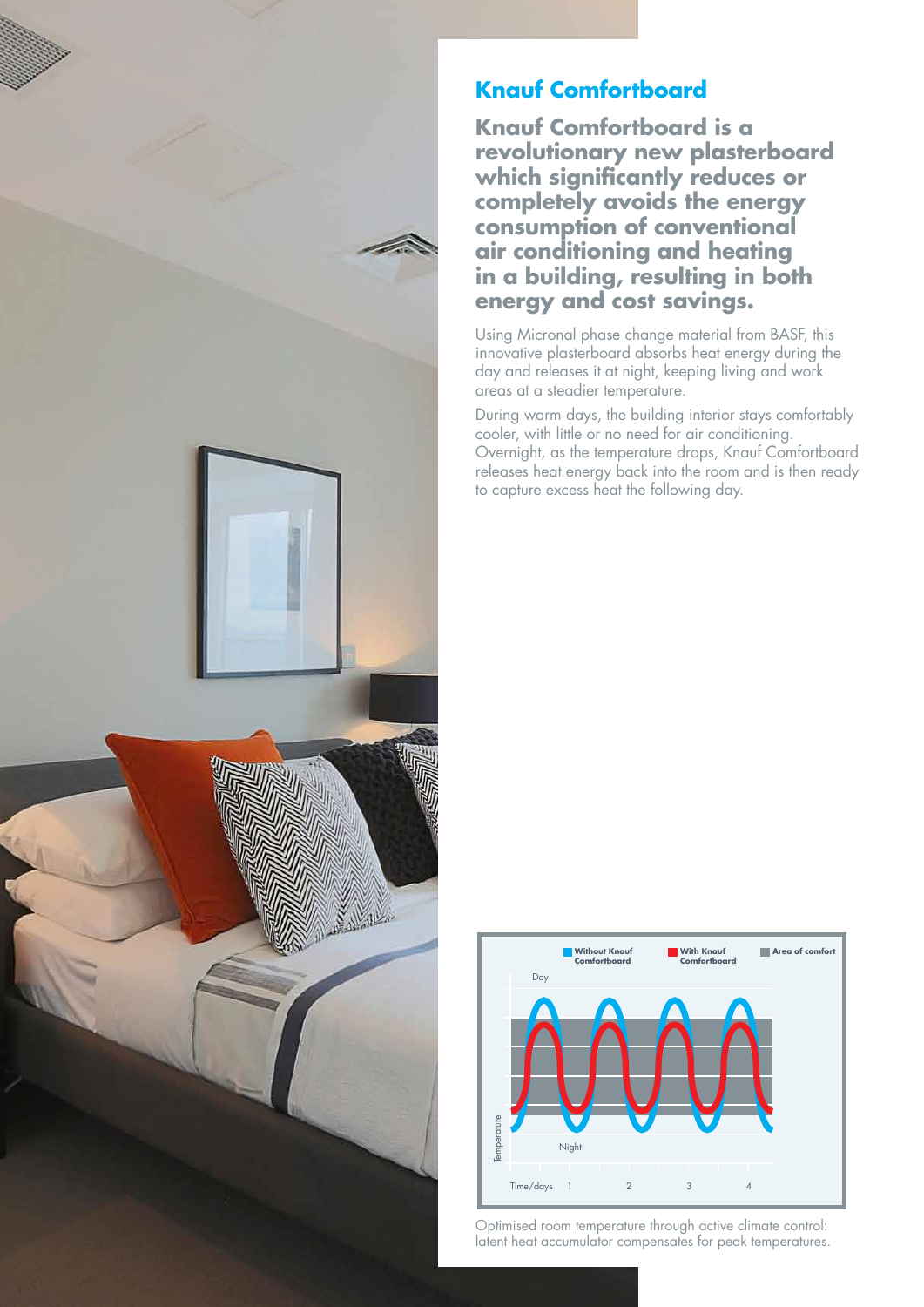## Knauf Comfortboard

**Knauf Comfortboard is a revolutionary new plasterboard which significantly reduces or completely avoids the energy consumption of conventional air conditioning and heating in a building, resulting in both energy and cost savings.**

Using Micronal phase change material from BASF, this innovative plasterboard absorbs heat energy during the day and releases it at night, keeping living and work areas at a steadier temperature.

During warm days, the building interior stays comfortably cooler, with little or no need for air conditioning. Overnight, as the temperature drops, Knauf Comfortboard releases heat energy back into the room and is then ready to capture excess heat the following day.

Optimised room temperature through active climate control: latent heat accumulator compensates for peak temperatures.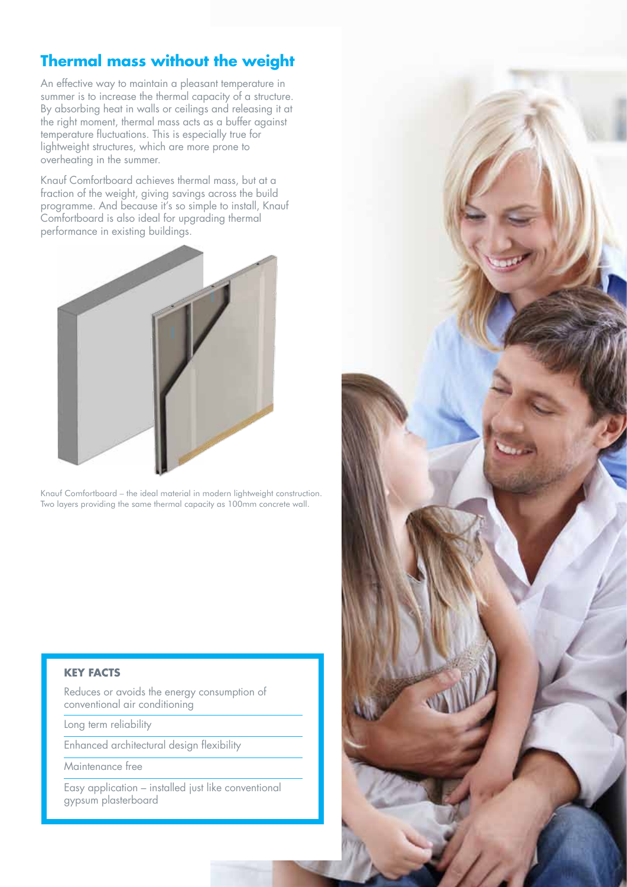## Thermal mass without the weight

An effective way to maintain a pleasant temperature in summer is to increase the thermal capacity of a structure. By absorbing heat in walls or ceilings and releasing it at the right moment, thermal mass acts as a buffer against temperature fluctuations. This is especially true for lightweight structures, which are more prone to overheating in the summer.

Knauf Comfortboard achieves thermal mass, but at a fraction of the weight, giving savings across the build programme. And because it's so simple to install, Knauf Comfortboard is also ideal for upgrading thermal performance in existing buildings.

Knauf Comfortboard – the ideal material in modern lightweight construction. Two layers providing the same thermal capacity as 100mm concrete wall.

**KEY FACTS**

- Reduces or avoids the energy consumption of conventional air conditioning
- Long term reliability
- Enhanced architectural design flexibility
- Maintenance free
- Easy application – installed just like conventional gypsum plasterboard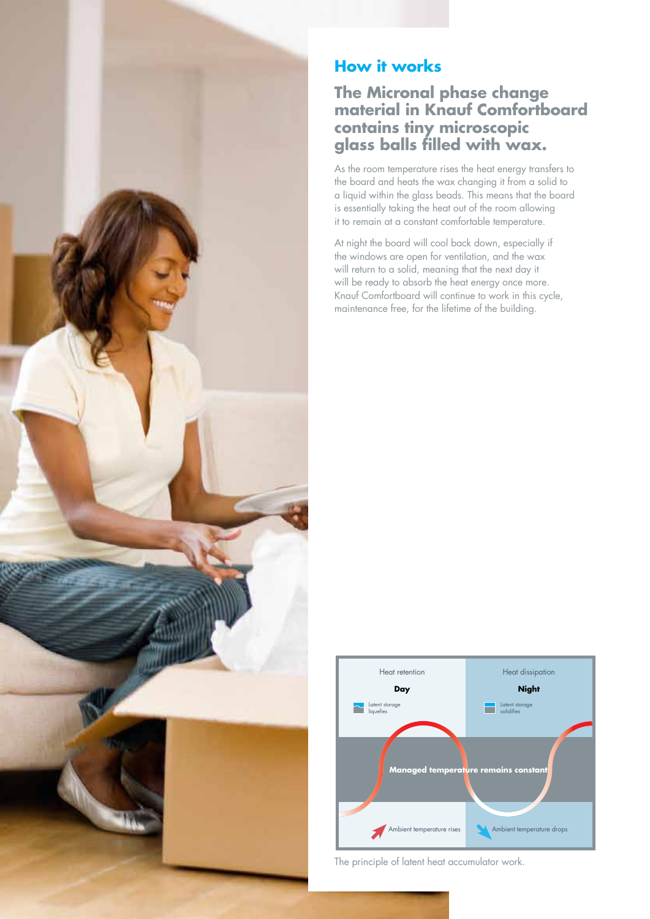## How it works

### The Micronal phase change material in Knauf Comfortboard contains tiny microscopic glass balls filled with wax.

As the room temperature rises the heat energy transfers to the board and heats the wax changing it from a solid to a liquid within the glass beads. This means that the board is essentially taking the heat out of the room allowing it to remain at a constant comfortable temperature.

At night the board will cool back down, especially if the windows are open for ventilation, and the wax will return to a solid, meaning that the next day it will be ready to absorb the heat energy once more. Knauf Comfortboard will continue to work in this cycle, maintenance free, for the lifetime of the building.

| Heat retention | Heat dissipation |
| --- | --- |
| **Day** | **Night** |
| Latent storage liquefies | Latent storage solidifies |
| **Managed temperature remains constant** | |
| Ambient temperature rises | Ambient temperature drops |

The principle of latent heat accumulator work.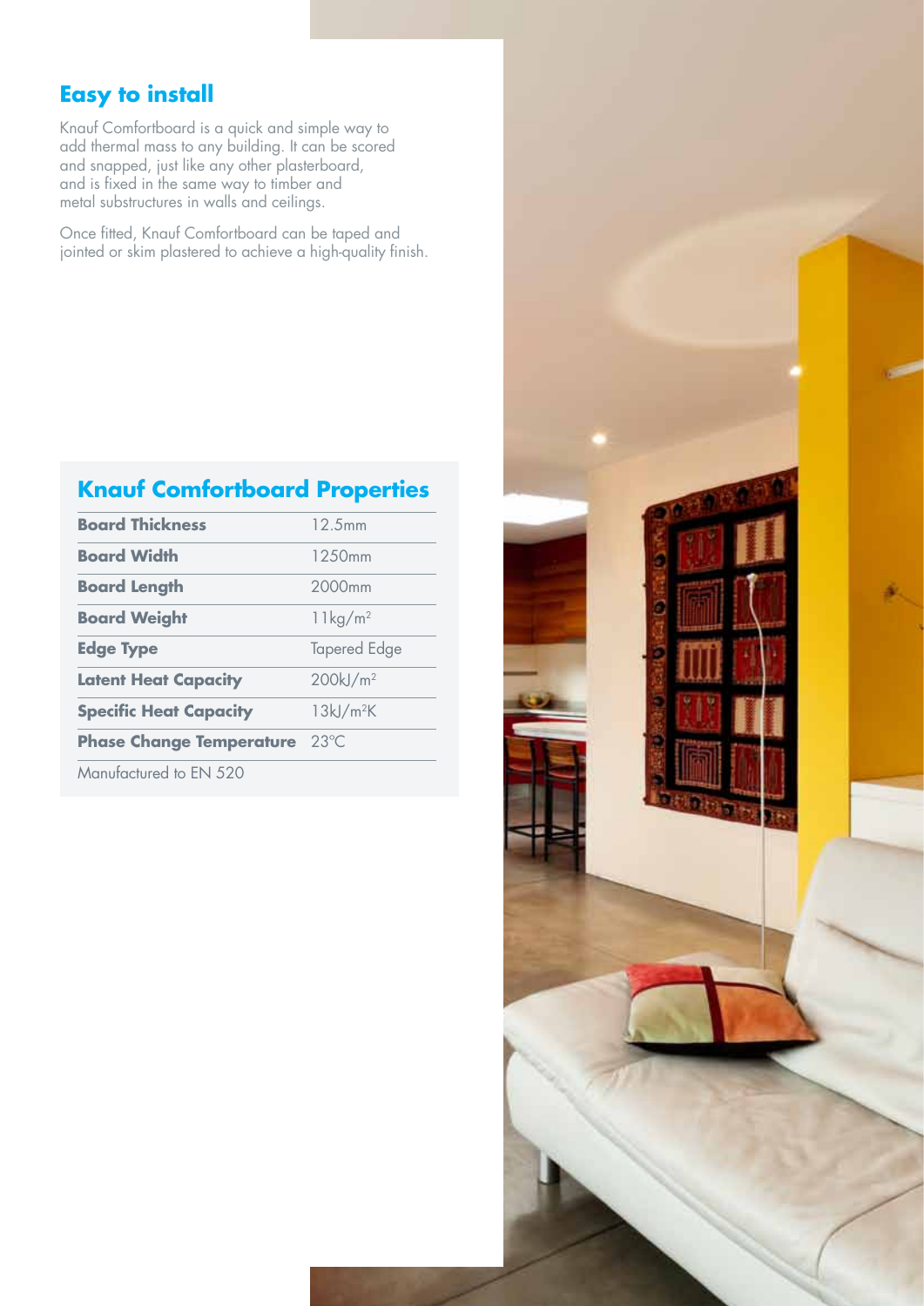## Easy to install

Knauf Comfortboard is a quick and simple way to add thermal mass to any building. It can be scored and snapped, just like any other plasterboard, and is fixed in the same way to timber and metal substructures in walls and ceilings.

Once fitted, Knauf Comfortboard can be taped and jointed or skim plastered to achieve a high-quality finish.

## Knauf Comfortboard Properties

| | |
|---|---|
| **Board Thickness** | 12.5mm |
| **Board Width** | 1250mm |
| **Board Length** | 2000mm |
| **Board Weight** | 11kg/m$^2$ |
| **Edge Type** | Tapered Edge |
| **Latent Heat Capacity** | 200kJ/m$^2$ |
| **Specific Heat Capacity** | 13kJ/m$^2$K |
| **Phase Change Temperature** | 23°C |

Manufactured to EN 520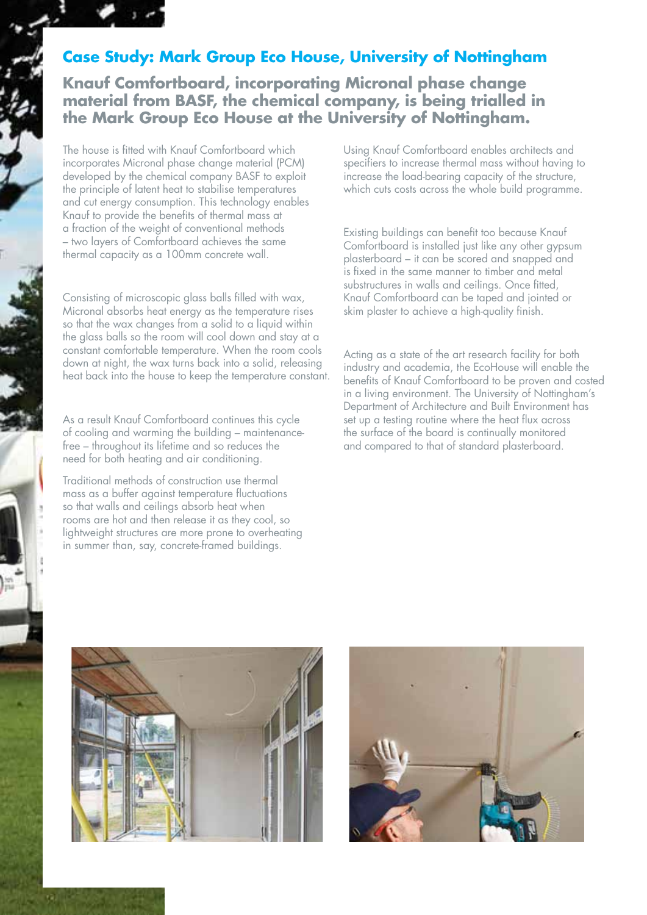## Case Study: Mark Group Eco House, University of Nottingham

### Knauf Comfortboard, incorporating Micronal phase change material from BASF, the chemical company, is being trialled in the Mark Group Eco House at the University of Nottingham.

The house is fitted with Knauf Comfortboard which incorporates Micronal phase change material (PCM) developed by the chemical company BASF to exploit the principle of latent heat to stabilise temperatures and cut energy consumption. This technology enables Knauf to provide the benefits of thermal mass at a fraction of the weight of conventional methods – two layers of Comfortboard achieves the same thermal capacity as a 100mm concrete wall.

Consisting of microscopic glass balls filled with wax, Micronal absorbs heat energy as the temperature rises so that the wax changes from a solid to a liquid within the glass balls so the room will cool down and stay at a constant comfortable temperature. When the room cools down at night, the wax turns back into a solid, releasing heat back into the house to keep the temperature constant.

As a result Knauf Comfortboard continues this cycle of cooling and warming the building – maintenance-free – throughout its lifetime and so reduces the need for both heating and air conditioning.

Traditional methods of construction use thermal mass as a buffer against temperature fluctuations so that walls and ceilings absorb heat when rooms are hot and then release it as they cool, so lightweight structures are more prone to overheating in summer than, say, concrete-framed buildings.

Using Knauf Comfortboard enables architects and specifiers to increase thermal mass without having to increase the load-bearing capacity of the structure, which cuts costs across the whole build programme.

Existing buildings can benefit too because Knauf Comfortboard is installed just like any other gypsum plasterboard – it can be scored and snapped and is fixed in the same manner to timber and metal substructures in walls and ceilings. Once fitted, Knauf Comfortboard can be taped and jointed or skim plaster to achieve a high-quality finish.

Acting as a state of the art research facility for both industry and academia, the EcoHouse will enable the benefits of Knauf Comfortboard to be proven and costed in a living environment. The University of Nottingham's Department of Architecture and Built Environment has set up a testing routine where the heat flux across the surface of the board is continually monitored and compared to that of standard plasterboard.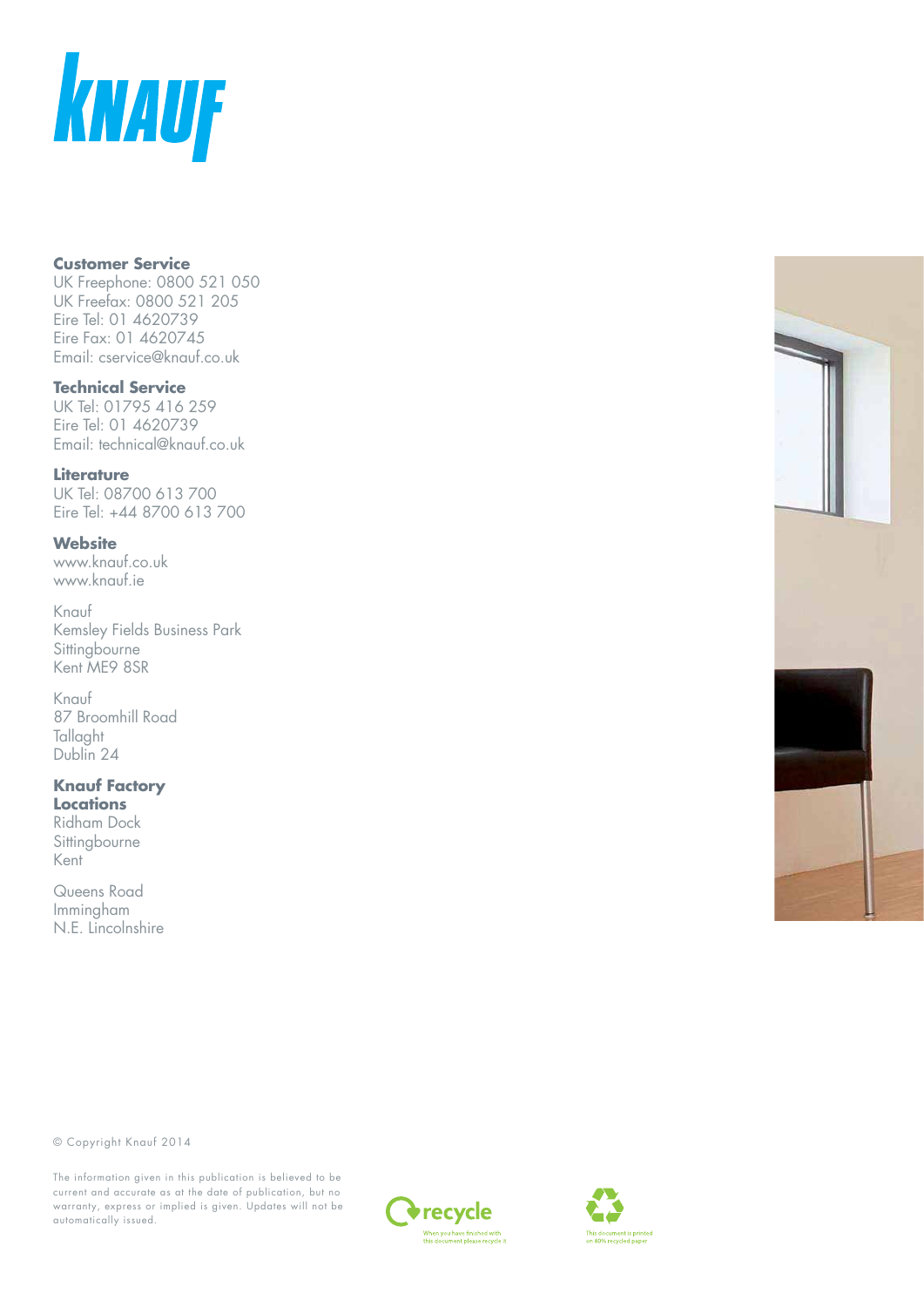KNAUF

**Customer Service**
UK Freephone: 0800 521 050
UK Freefax: 0800 521 205
Eire Tel: 01 4620739
Eire Fax: 01 4620745
Email: cservice@knauf.co.uk

**Technical Service**
UK Tel: 01795 416 259
Eire Tel: 01 4620739
Email: technical@knauf.co.uk

**Literature**
UK Tel: 08700 613 700
Eire Tel: +44 8700 613 700

**Website**
www.knauf.co.uk
www.knauf.ie

Knauf
Kemsley Fields Business Park
Sittingbourne
Kent ME9 8SR

Knauf
87 Broomhill Road
Tallaght
Dublin 24

**Knauf Factory Locations**
Ridham Dock
Sittingbourne
Kent

Queens Road
Immingham
N.E. Lincolnshire

© Copyright Knauf 2014

The information given in this publication is believed to be current and accurate as at the date of publication, but no warranty, express or implied is given. Updates will not be automatically issued.

recycle
When you have finished with this document please recycle it

This document is printed on 80% recycled paper